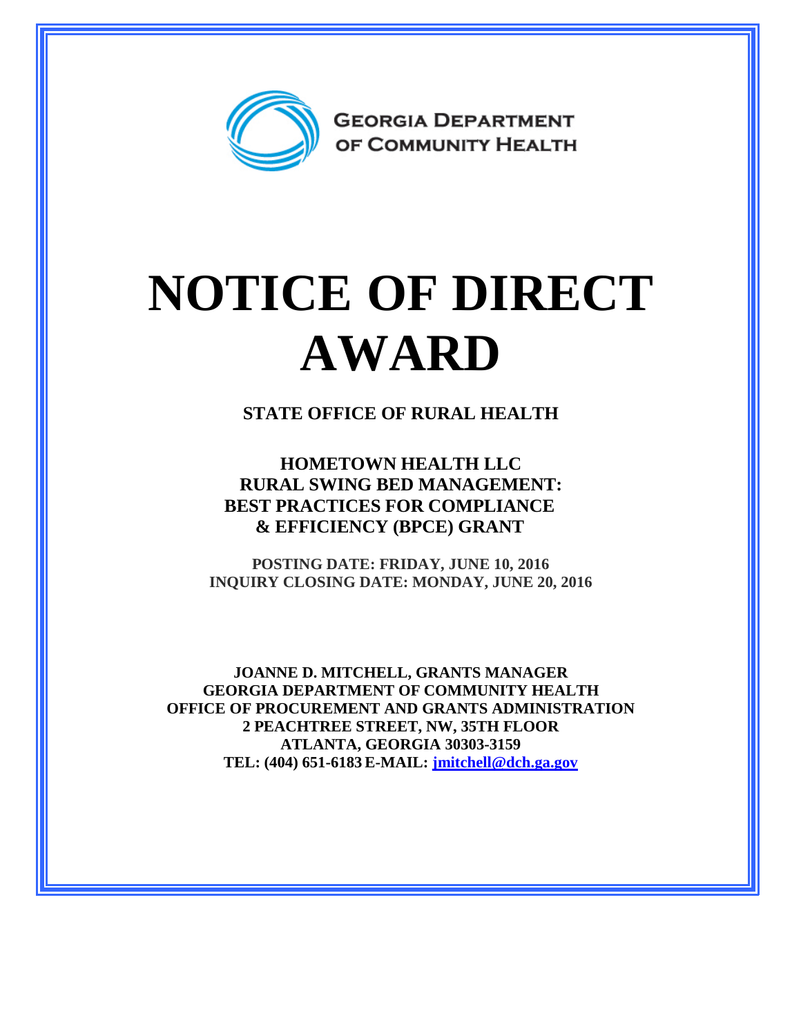GEORGIA DEPARTMENT OF COMMUNITY HEALTH

# NOTICE OF DIRECT AWARD

**STATE OFFICE OF RURAL HEALTH**

**HOMETOWN HEALTH LLC**
**RURAL SWING BED MANAGEMENT:**
**BEST PRACTICES FOR COMPLIANCE**
**& EFFICIENCY (BPCE) GRANT**

**POSTING DATE: FRIDAY, JUNE 10, 2016**
**INQUIRY CLOSING DATE: MONDAY, JUNE 20, 2016**

**JOANNE D. MITCHELL, GRANTS MANAGER**
**GEORGIA DEPARTMENT OF COMMUNITY HEALTH**
**OFFICE OF PROCUREMENT AND GRANTS ADMINISTRATION**
**2 PEACHTREE STREET, NW, 35TH FLOOR**
**ATLANTA, GEORGIA 30303-3159**
**TEL: (404) 651-6183 E-MAIL: jmitchell@dch.ga.gov**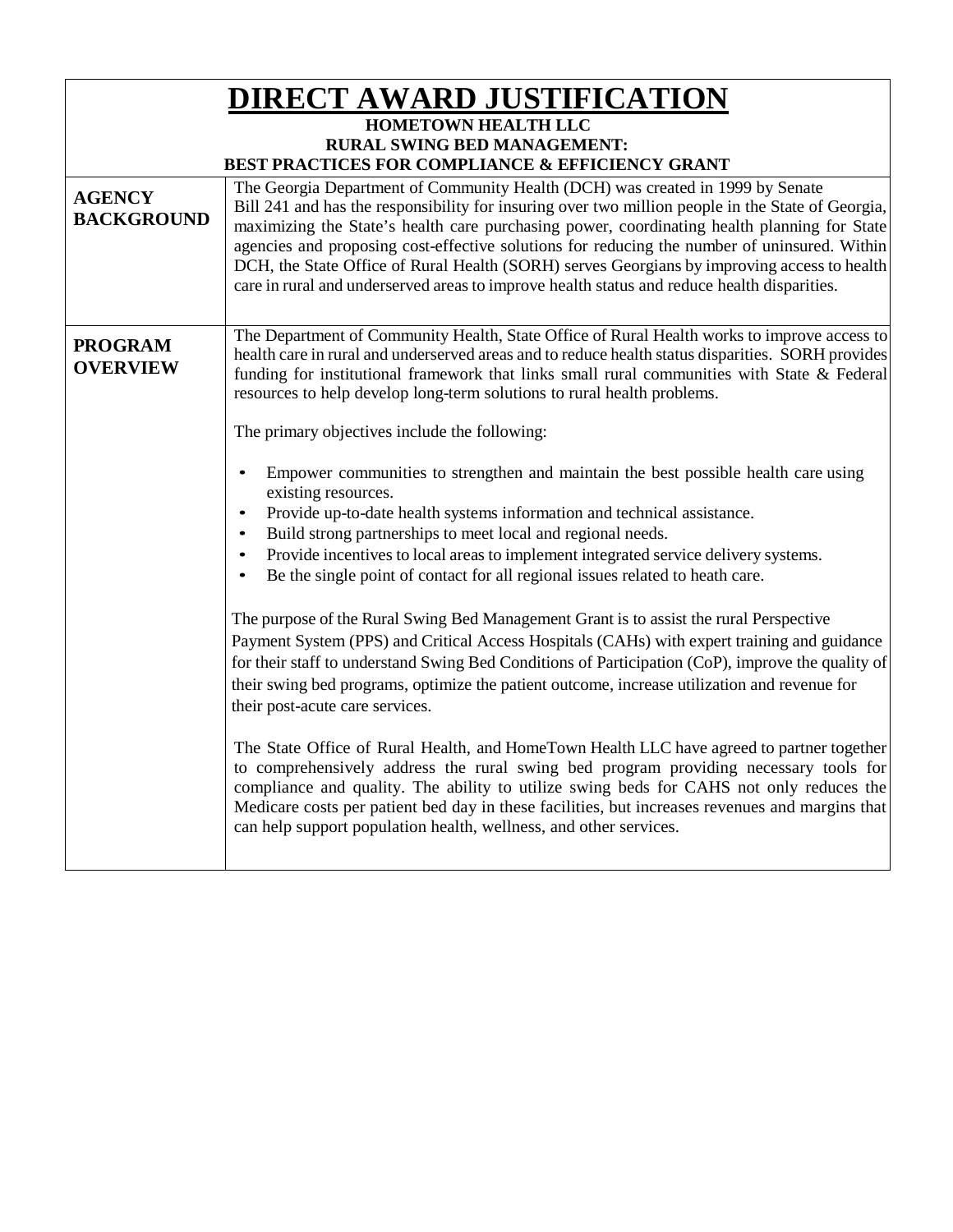# DIRECT AWARD JUSTIFICATION

**HOMETOWN HEALTH LLC**
**RURAL SWING BED MANAGEMENT:**
**BEST PRACTICES FOR COMPLIANCE & EFFICIENCY GRANT**

| | |
|---|---|
| **AGENCY BACKGROUND** | The Georgia Department of Community Health (DCH) was created in 1999 by Senate Bill 241 and has the responsibility for insuring over two million people in the State of Georgia, maximizing the State's health care purchasing power, coordinating health planning for State agencies and proposing cost-effective solutions for reducing the number of uninsured. Within DCH, the State Office of Rural Health (SORH) serves Georgians by improving access to health care in rural and underserved areas to improve health status and reduce health disparities. |
| **PROGRAM OVERVIEW** | The Department of Community Health, State Office of Rural Health works to improve access to health care in rural and underserved areas and to reduce health status disparities. SORH provides funding for institutional framework that links small rural communities with State & Federal resources to help develop long-term solutions to rural health problems.<br><br>The primary objectives include the following:<br><br>• Empower communities to strengthen and maintain the best possible health care using existing resources.<br>• Provide up-to-date health systems information and technical assistance.<br>• Build strong partnerships to meet local and regional needs.<br>• Provide incentives to local areas to implement integrated service delivery systems.<br>• Be the single point of contact for all regional issues related to heath care.<br><br>The purpose of the Rural Swing Bed Management Grant is to assist the rural Perspective Payment System (PPS) and Critical Access Hospitals (CAHs) with expert training and guidance for their staff to understand Swing Bed Conditions of Participation (CoP), improve the quality of their swing bed programs, optimize the patient outcome, increase utilization and revenue for their post-acute care services.<br><br>The State Office of Rural Health, and HomeTown Health LLC have agreed to partner together to comprehensively address the rural swing bed program providing necessary tools for compliance and quality. The ability to utilize swing beds for CAHS not only reduces the Medicare costs per patient bed day in these facilities, but increases revenues and margins that can help support population health, wellness, and other services. |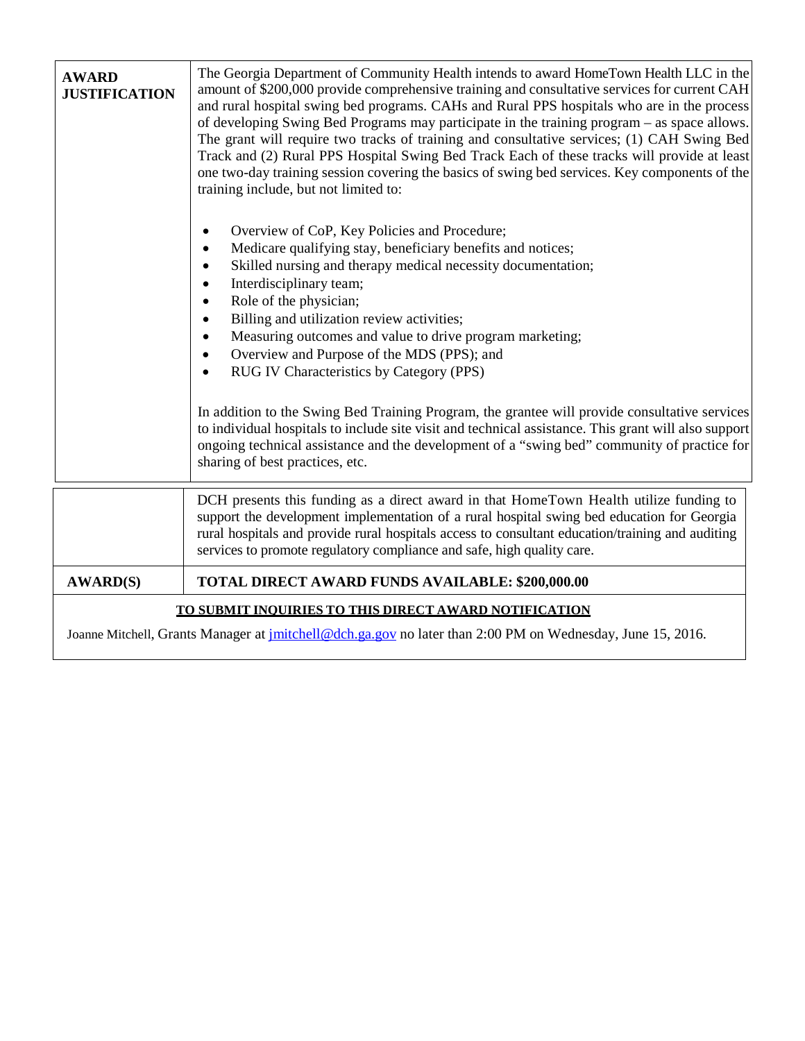| | |
|---|---|
| **AWARD JUSTIFICATION** | The Georgia Department of Community Health intends to award HomeTown Health LLC in the amount of $200,000 provide comprehensive training and consultative services for current CAH and rural hospital swing bed programs. CAHs and Rural PPS hospitals who are in the process of developing Swing Bed Programs may participate in the training program – as space allows. The grant will require two tracks of training and consultative services; (1) CAH Swing Bed Track and (2) Rural PPS Hospital Swing Bed Track Each of these tracks will provide at least one two-day training session covering the basics of swing bed services. Key components of the training include, but not limited to:<br><br>• Overview of CoP, Key Policies and Procedure;<br>• Medicare qualifying stay, beneficiary benefits and notices;<br>• Skilled nursing and therapy medical necessity documentation;<br>• Interdisciplinary team;<br>• Role of the physician;<br>• Billing and utilization review activities;<br>• Measuring outcomes and value to drive program marketing;<br>• Overview and Purpose of the MDS (PPS); and<br>• RUG IV Characteristics by Category (PPS)<br><br>In addition to the Swing Bed Training Program, the grantee will provide consultative services to individual hospitals to include site visit and technical assistance. This grant will also support ongoing technical assistance and the development of a "swing bed" community of practice for sharing of best practices, etc. |
| | DCH presents this funding as a direct award in that HomeTown Health utilize funding to support the development implementation of a rural hospital swing bed education for Georgia rural hospitals and provide rural hospitals access to consultant education/training and auditing services to promote regulatory compliance and safe, high quality care. |
| **AWARD(S)** | **TOTAL DIRECT AWARD FUNDS AVAILABLE: $200,000.00** |

**TO SUBMIT INQUIRIES TO THIS DIRECT AWARD NOTIFICATION**

Joanne Mitchell, Grants Manager at jmitchell@dch.ga.gov no later than 2:00 PM on Wednesday, June 15, 2016.